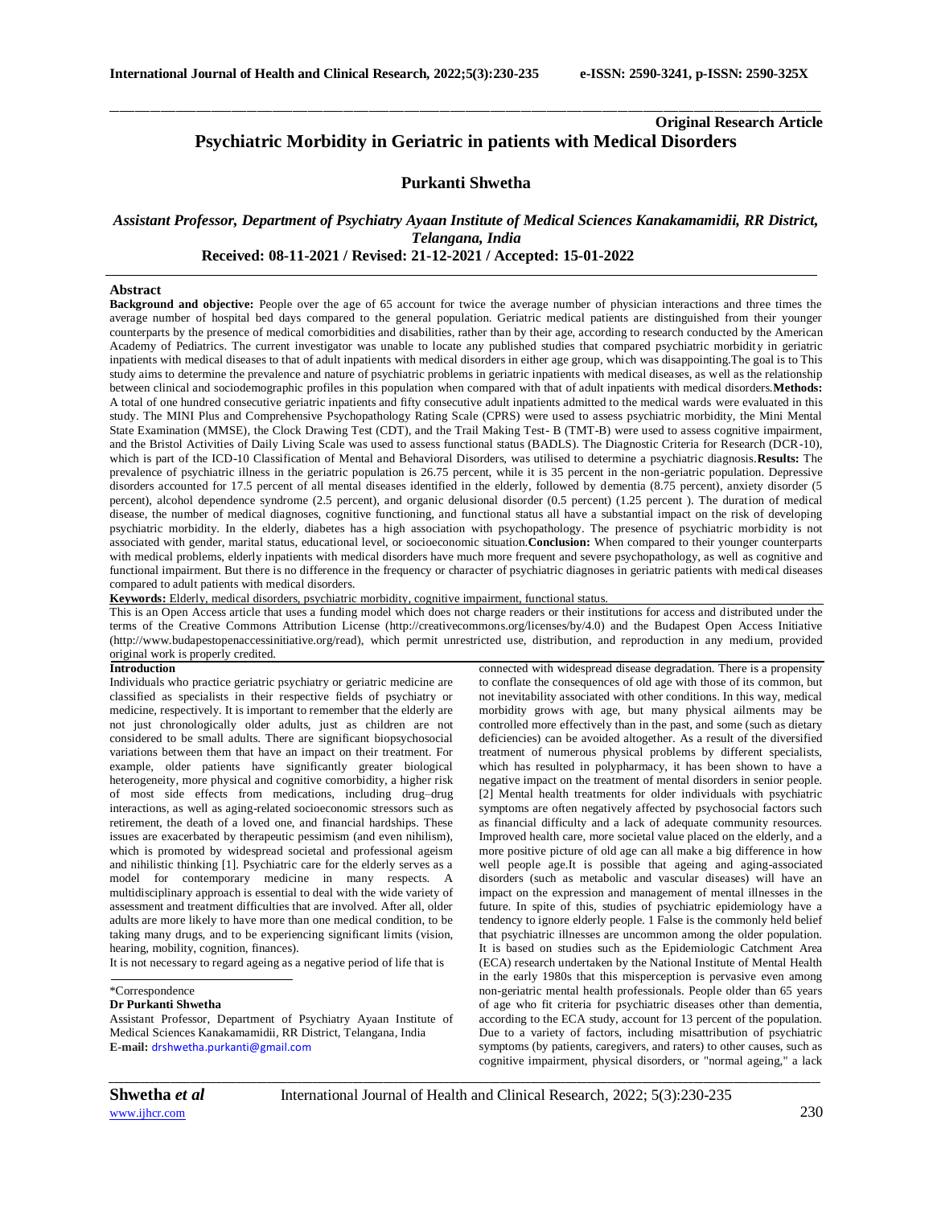**Original Research Article**

# Psychiatric Morbidity in Geriatric in patients with Medical Disorders

**Purkanti Shwetha**

*Assistant Professor, Department of Psychiatry Ayaan Institute of Medical Sciences Kanakamamidii, RR District, Telangana, India*

**Received: 08-11-2021 / Revised: 21-12-2021 / Accepted: 15-01-2022**

## Abstract

**Background and objective:** People over the age of 65 account for twice the average number of physician interactions and three times the average number of hospital bed days compared to the general population. Geriatric medical patients are distinguished from their younger counterparts by the presence of medical comorbidities and disabilities, rather than by their age, according to research conducted by the American Academy of Pediatrics. The current investigator was unable to locate any published studies that compared psychiatric morbidity in geriatric inpatients with medical diseases to that of adult inpatients with medical disorders in either age group, which was disappointing.The goal is to This study aims to determine the prevalence and nature of psychiatric problems in geriatric inpatients with medical diseases, as well as the relationship between clinical and sociodemographic profiles in this population when compared with that of adult inpatients with medical disorders.**Methods:** A total of one hundred consecutive geriatric inpatients and fifty consecutive adult inpatients admitted to the medical wards were evaluated in this study. The MINI Plus and Comprehensive Psychopathology Rating Scale (CPRS) were used to assess psychiatric morbidity, the Mini Mental State Examination (MMSE), the Clock Drawing Test (CDT), and the Trail Making Test- B (TMT-B) were used to assess cognitive impairment, and the Bristol Activities of Daily Living Scale was used to assess functional status (BADLS). The Diagnostic Criteria for Research (DCR-10), which is part of the ICD-10 Classification of Mental and Behavioral Disorders, was utilised to determine a psychiatric diagnosis.**Results:** The prevalence of psychiatric illness in the geriatric population is 26.75 percent, while it is 35 percent in the non-geriatric population. Depressive disorders accounted for 17.5 percent of all mental diseases identified in the elderly, followed by dementia (8.75 percent), anxiety disorder (5 percent), alcohol dependence syndrome (2.5 percent), and organic delusional disorder (0.5 percent) (1.25 percent ). The duration of medical disease, the number of medical diagnoses, cognitive functioning, and functional status all have a substantial impact on the risk of developing psychiatric morbidity. In the elderly, diabetes has a high association with psychopathology. The presence of psychiatric morbidity is not associated with gender, marital status, educational level, or socioeconomic situation.**Conclusion:** When compared to their younger counterparts with medical problems, elderly inpatients with medical disorders have much more frequent and severe psychopathology, as well as cognitive and functional impairment. But there is no difference in the frequency or character of psychiatric diagnoses in geriatric patients with medical diseases compared to adult patients with medical disorders.

**Keywords:** Elderly, medical disorders, psychiatric morbidity, cognitive impairment, functional status.

This is an Open Access article that uses a funding model which does not charge readers or their institutions for access and distributed under the terms of the Creative Commons Attribution License (http://creativecommons.org/licenses/by/4.0) and the Budapest Open Access Initiative (http://www.budapestopenaccessinitiative.org/read), which permit unrestricted use, distribution, and reproduction in any medium, provided original work is properly credited.

## Introduction

Individuals who practice geriatric psychiatry or geriatric medicine are classified as specialists in their respective fields of psychiatry or medicine, respectively. It is important to remember that the elderly are not just chronologically older adults, just as children are not considered to be small adults. There are significant biopsychosocial variations between them that have an impact on their treatment. For example, older patients have significantly greater biological heterogeneity, more physical and cognitive comorbidity, a higher risk of most side effects from medications, including drug–drug interactions, as well as aging-related socioeconomic stressors such as retirement, the death of a loved one, and financial hardships. These issues are exacerbated by therapeutic pessimism (and even nihilism), which is promoted by widespread societal and professional ageism and nihilistic thinking [1]. Psychiatric care for the elderly serves as a model for contemporary medicine in many respects. A multidisciplinary approach is essential to deal with the wide variety of assessment and treatment difficulties that are involved. After all, older adults are more likely to have more than one medical condition, to be taking many drugs, and to be experiencing significant limits (vision, hearing, mobility, cognition, finances).

It is not necessary to regard ageing as a negative period of life that is connected with widespread disease degradation. There is a propensity to conflate the consequences of old age with those of its common, but not inevitability associated with other conditions. In this way, medical morbidity grows with age, but many physical ailments may be controlled more effectively than in the past, and some (such as dietary deficiencies) can be avoided altogether. As a result of the diversified treatment of numerous physical problems by different specialists, which has resulted in polypharmacy, it has been shown to have a negative impact on the treatment of mental disorders in senior people.[2] Mental health treatments for older individuals with psychiatric symptoms are often negatively affected by psychosocial factors such as financial difficulty and a lack of adequate community resources. Improved health care, more societal value placed on the elderly, and a more positive picture of old age can all make a big difference in how well people age.It is possible that ageing and aging-associated disorders (such as metabolic and vascular diseases) will have an impact on the expression and management of mental illnesses in the future. In spite of this, studies of psychiatric epidemiology have a tendency to ignore elderly people. 1 False is the commonly held belief that psychiatric illnesses are uncommon among the older population. It is based on studies such as the Epidemiologic Catchment Area (ECA) research undertaken by the National Institute of Mental Health in the early 1980s that this misperception is pervasive even among non-geriatric mental health professionals. People older than 65 years of age who fit criteria for psychiatric diseases other than dementia, according to the ECA study, account for 13 percent of the population. Due to a variety of factors, including misattribution of psychiatric symptoms (by patients, caregivers, and raters) to other causes, such as cognitive impairment, physical disorders, or "normal ageing," a lack

\*Correspondence

**Dr Purkanti Shwetha**

Assistant Professor, Department of Psychiatry Ayaan Institute of Medical Sciences Kanakamamidii, RR District, Telangana, India

**E-mail:** drshwetha.purkanti@gmail.com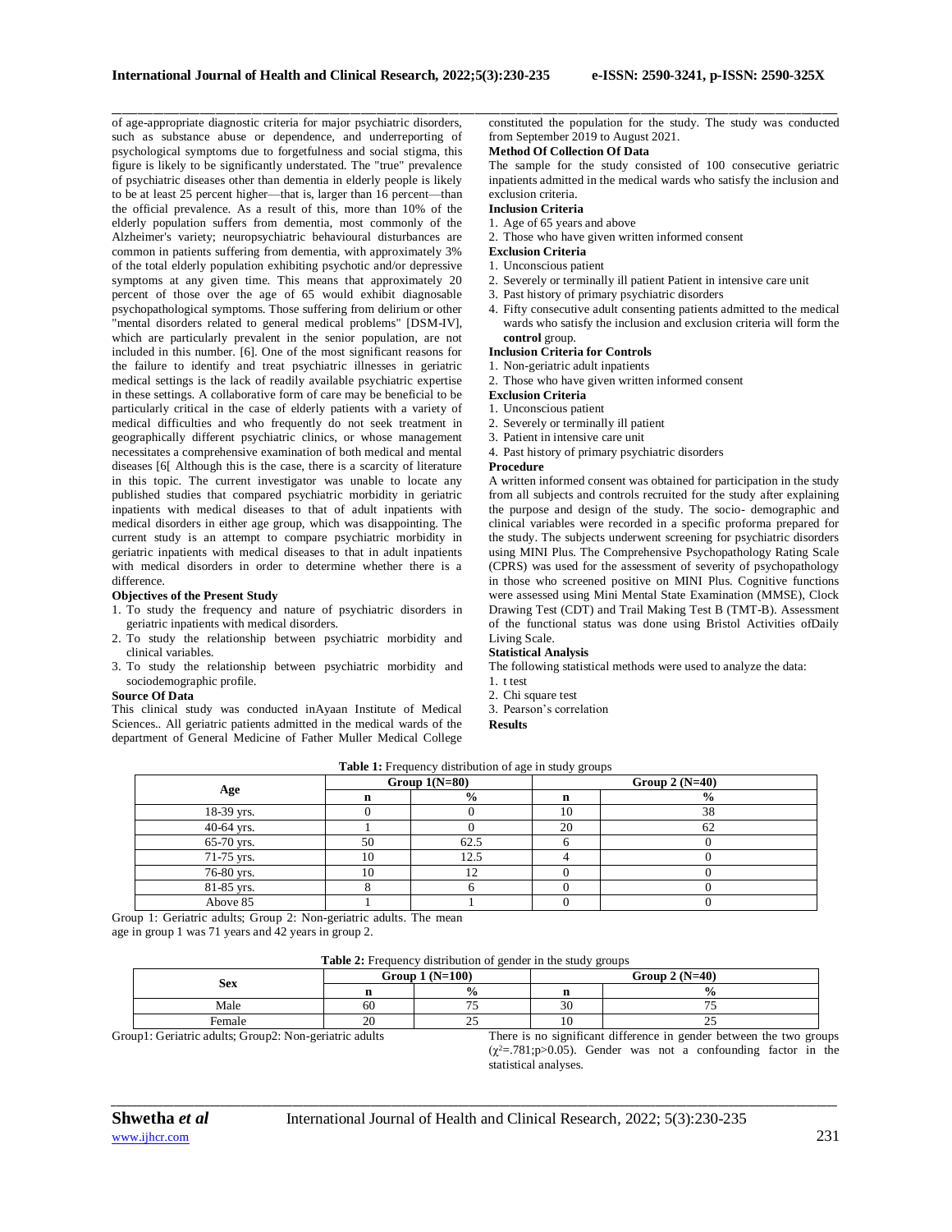of age-appropriate diagnostic criteria for major psychiatric disorders, such as substance abuse or dependence, and underreporting of psychological symptoms due to forgetfulness and social stigma, this figure is likely to be significantly understated. The "true" prevalence of psychiatric diseases other than dementia in elderly people is likely to be at least 25 percent higher—that is, larger than 16 percent—than the official prevalence. As a result of this, more than 10% of the elderly population suffers from dementia, most commonly of the Alzheimer's variety; neuropsychiatric behavioural disturbances are common in patients suffering from dementia, with approximately 3% of the total elderly population exhibiting psychotic and/or depressive symptoms at any given time. This means that approximately 20 percent of those over the age of 65 would exhibit diagnosable psychopathological symptoms. Those suffering from delirium or other "mental disorders related to general medical problems" [DSM-IV], which are particularly prevalent in the senior population, are not included in this number. [6]. One of the most significant reasons for the failure to identify and treat psychiatric illnesses in geriatric medical settings is the lack of readily available psychiatric expertise in these settings. A collaborative form of care may be beneficial to be particularly critical in the case of elderly patients with a variety of medical difficulties and who frequently do not seek treatment in geographically different psychiatric clinics, or whose management necessitates a comprehensive examination of both medical and mental diseases [6[ Although this is the case, there is a scarcity of literature in this topic. The current investigator was unable to locate any published studies that compared psychiatric morbidity in geriatric inpatients with medical diseases to that of adult inpatients with medical disorders in either age group, which was disappointing. The current study is an attempt to compare psychiatric morbidity in geriatric inpatients with medical diseases to that in adult inpatients with medical disorders in order to determine whether there is a difference.

**Objectives of the Present Study**

1. To study the frequency and nature of psychiatric disorders in geriatric inpatients with medical disorders.
2. To study the relationship between psychiatric morbidity and clinical variables.
3. To study the relationship between psychiatric morbidity and sociodemographic profile.

**Source Of Data**

This clinical study was conducted inAyaan Institute of Medical Sciences.. All geriatric patients admitted in the medical wards of the department of General Medicine of Father Muller Medical College constituted the population for the study. The study was conducted from September 2019 to August 2021.

**Method Of Collection Of Data**

The sample for the study consisted of 100 consecutive geriatric inpatients admitted in the medical wards who satisfy the inclusion and exclusion criteria.

**Inclusion Criteria**

1. Age of 65 years and above
2. Those who have given written informed consent

**Exclusion Criteria**

1. Unconscious patient
2. Severely or terminally ill patient Patient in intensive care unit
3. Past history of primary psychiatric disorders
4. Fifty consecutive adult consenting patients admitted to the medical wards who satisfy the inclusion and exclusion criteria will form the **control** group.

**Inclusion Criteria for Controls**

1. Non-geriatric adult inpatients
2. Those who have given written informed consent

**Exclusion Criteria**

1. Unconscious patient
2. Severely or terminally ill patient
3. Patient in intensive care unit
4. Past history of primary psychiatric disorders

**Procedure**

A written informed consent was obtained for participation in the study from all subjects and controls recruited for the study after explaining the purpose and design of the study. The socio- demographic and clinical variables were recorded in a specific proforma prepared for the study. The subjects underwent screening for psychiatric disorders using MINI Plus. The Comprehensive Psychopathology Rating Scale (CPRS) was used for the assessment of severity of psychopathology in those who screened positive on MINI Plus. Cognitive functions were assessed using Mini Mental State Examination (MMSE), Clock Drawing Test (CDT) and Trail Making Test B (TMT-B). Assessment of the functional status was done using Bristol Activities ofDaily Living Scale.

**Statistical Analysis**

The following statistical methods were used to analyze the data:

1. t test
2. Chi square test
3. Pearson's correlation

**Results**

**Table 1:** Frequency distribution of age in study groups

| Age | Group 1(N=80) | | Group 2 (N=40) | |
|---|---|---|---|---|
| | n | % | n | % |
| 18-39 yrs. | 0 | 0 | 10 | 38 |
| 40-64 yrs. | 1 | 0 | 20 | 62 |
| 65-70 yrs. | 50 | 62.5 | 6 | 0 |
| 71-75 yrs. | 10 | 12.5 | 4 | 0 |
| 76-80 yrs. | 10 | 12 | 0 | 0 |
| 81-85 yrs. | 8 | 6 | 0 | 0 |
| Above 85 | 1 | 1 | 0 | 0 |

Group 1: Geriatric adults; Group 2: Non-geriatric adults. The mean age in group 1 was 71 years and 42 years in group 2.

**Table 2:** Frequency distribution of gender in the study groups

| Sex | Group 1 (N=100) | | Group 2 (N=40) | |
|---|---|---|---|---|
| | n | % | n | % |
| Male | 60 | 75 | 30 | 75 |
| Female | 20 | 25 | 10 | 25 |

Group1: Geriatric adults; Group2: Non-geriatric adults

There is no significant difference in gender between the two groups ($\chi^2$=.781;p>0.05). Gender was not a confounding factor in the statistical analyses.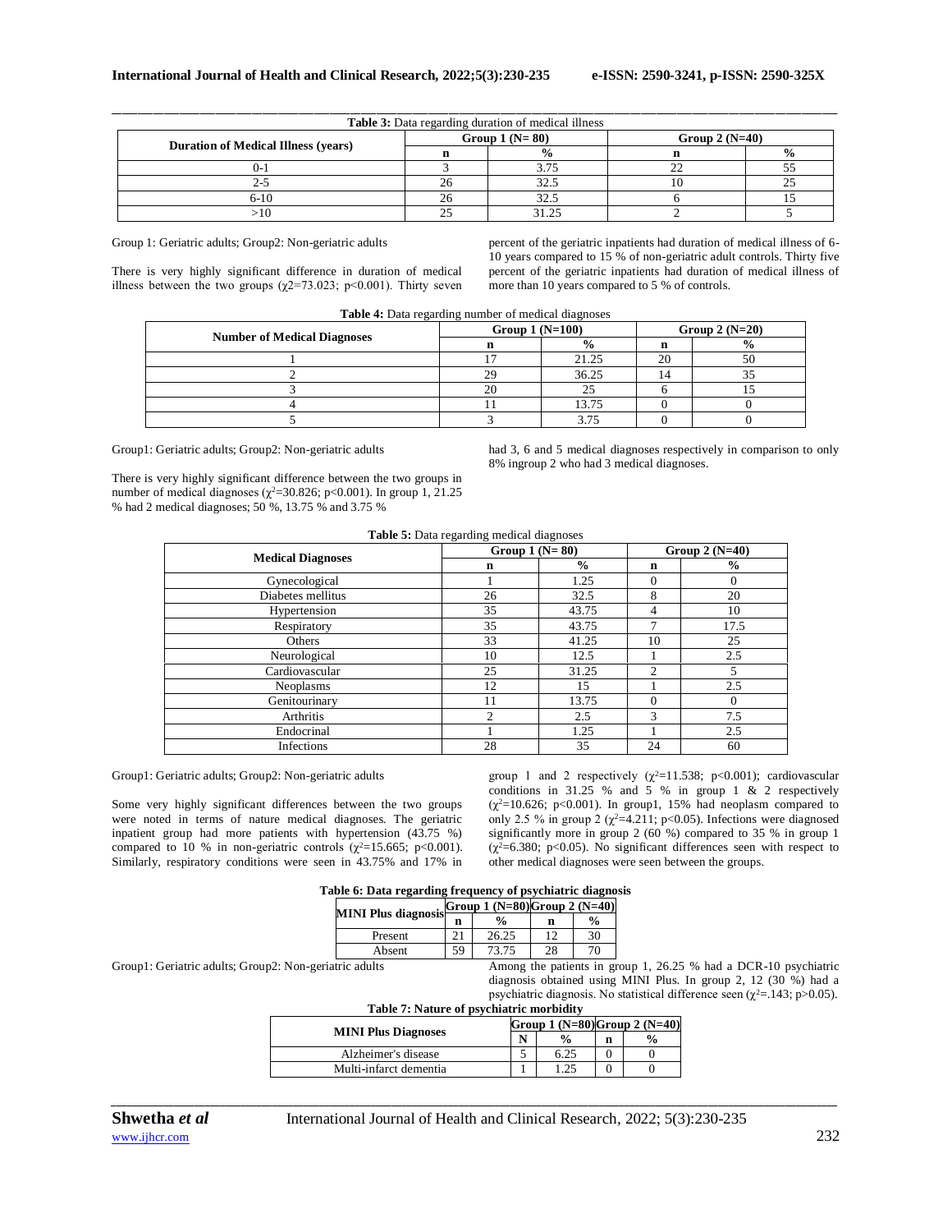**Table 3:** Data regarding duration of medical illness

| Duration of Medical Illness (years) | Group 1 (N= 80) | | Group 2 (N=40) | |
|---|---|---|---|---|
| | n | % | n | % |
| 0-1 | 3 | 3.75 | 22 | 55 |
| 2-5 | 26 | 32.5 | 10 | 25 |
| 6-10 | 26 | 32.5 | 6 | 15 |
| >10 | 25 | 31.25 | 2 | 5 |

Group 1: Geriatric adults; Group2: Non-geriatric adults

There is very highly significant difference in duration of medical illness between the two groups ($\chi2$=73.023; p<0.001). Thirty seven percent of the geriatric inpatients had duration of medical illness of 6-10 years compared to 15 % of non-geriatric adult controls. Thirty five percent of the geriatric inpatients had duration of medical illness of more than 10 years compared to 5 % of controls.

**Table 4:** Data regarding number of medical diagnoses

| Number of Medical Diagnoses | Group 1 (N=100) | | Group 2 (N=20) | |
|---|---|---|---|---|
| | n | % | n | % |
| 1 | 17 | 21.25 | 20 | 50 |
| 2 | 29 | 36.25 | 14 | 35 |
| 3 | 20 | 25 | 6 | 15 |
| 4 | 11 | 13.75 | 0 | 0 |
| 5 | 3 | 3.75 | 0 | 0 |

Group1: Geriatric adults; Group2: Non-geriatric adults

There is very highly significant difference between the two groups in number of medical diagnoses ($\chi^2$=30.826; p<0.001). In group 1, 21.25 % had 2 medical diagnoses; 50 %, 13.75 % and 3.75 % had 3, 6 and 5 medical diagnoses respectively in comparison to only 8% ingroup 2 who had 3 medical diagnoses.

**Table 5:** Data regarding medical diagnoses

| Medical Diagnoses | Group 1 (N= 80) | | Group 2 (N=40) | |
|---|---|---|---|---|
| | n | % | n | % |
| Gynecological | 1 | 1.25 | 0 | 0 |
| Diabetes mellitus | 26 | 32.5 | 8 | 20 |
| Hypertension | 35 | 43.75 | 4 | 10 |
| Respiratory | 35 | 43.75 | 7 | 17.5 |
| Others | 33 | 41.25 | 10 | 25 |
| Neurological | 10 | 12.5 | 1 | 2.5 |
| Cardiovascular | 25 | 31.25 | 2 | 5 |
| Neoplasms | 12 | 15 | 1 | 2.5 |
| Genitourinary | 11 | 13.75 | 0 | 0 |
| Arthritis | 2 | 2.5 | 3 | 7.5 |
| Endocrinal | 1 | 1.25 | 1 | 2.5 |
| Infections | 28 | 35 | 24 | 60 |

Group1: Geriatric adults; Group2: Non-geriatric adults

Some very highly significant differences between the two groups were noted in terms of nature medical diagnoses. The geriatric inpatient group had more patients with hypertension (43.75 %) compared to 10 % in non-geriatric controls ($\chi^2$=15.665; p<0.001). Similarly, respiratory conditions were seen in 43.75% and 17% in group 1 and 2 respectively ($\chi^2$=11.538; p<0.001); cardiovascular conditions in 31.25 % and 5 % in group 1 & 2 respectively ($\chi^2$=10.626; p<0.001). In group1, 15% had neoplasm compared to only 2.5 % in group 2 ($\chi^2$=4.211; p<0.05). Infections were diagnosed significantly more in group 2 (60 %) compared to 35 % in group 1 ($\chi^2$=6.380; p<0.05). No significant differences seen with respect to other medical diagnoses were seen between the groups.

**Table 6: Data regarding frequency of psychiatric diagnosis**

| MINI Plus diagnosis | Group 1 (N=80) | | Group 2 (N=40) | |
|---|---|---|---|---|
| | n | % | n | % |
| Present | 21 | 26.25 | 12 | 30 |
| Absent | 59 | 73.75 | 28 | 70 |

Group1: Geriatric adults; Group2: Non-geriatric adults

Among the patients in group 1, 26.25 % had a DCR-10 psychiatric diagnosis obtained using MINI Plus. In group 2, 12 (30 %) had a psychiatric diagnosis. No statistical difference seen ($\chi^2$=.143; p>0.05).

**Table 7: Nature of psychiatric morbidity**

| MINI Plus Diagnoses | Group 1 (N=80) | | Group 2 (N=40) | |
|---|---|---|---|---|
| | N | % | n | % |
| Alzheimer's disease | 5 | 6.25 | 0 | 0 |
| Multi-infarct dementia | 1 | 1.25 | 0 | 0 |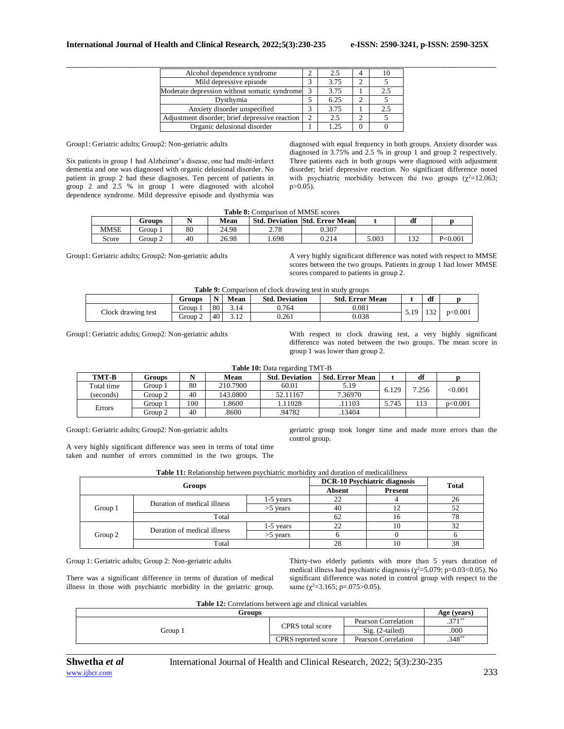| Alcohol dependence syndrome | 2 | 2.5 | 4 | 10 |
|---|---|---|---|---|
| Mild depressive episode | 3 | 3.75 | 2 | 5 |
| Moderate depression without somatic syndrome | 3 | 3.75 | 1 | 2.5 |
| Dysthymia | 5 | 6.25 | 2 | 5 |
| Anxiety disorder unspecified | 3 | 3.75 | 1 | 2.5 |
| Adjustment disorder; brief depressive reaction | 2 | 2.5 | 2 | 5 |
| Organic delusional disorder | 1 | 1.25 | 0 | 0 |

Group1: Geriatric adults; Group2: Non-geriatric adults

Six patients in group 1 had Alzheimer's disease, one had multi-infarct dementia and one was diagnosed with organic delusional disorder. No patient in group 2 had these diagnoses. Ten percent of patients in group 2 and 2.5 % in group 1 were diagnosed with alcohol dependence syndrome. Mild depressive episode and dysthymia was diagnosed with equal frequency in both groups. Anxiety disorder was diagnosed in 3.75% and 2.5 % in group 1 and group 2 respectively. Three patients each in both groups were diagnosed with adjustment disorder; brief depressive reaction. No significant difference noted with psychiatric morbidity between the two groups ($\chi^2$=12.063; p>0.05).

**Table 8:** Comparison of MMSE scores

| | Groups | N | Mean | Std. Deviation | Std. Error Mean | t | df | p |
|---|---|---|---|---|---|---|---|---|
| MMSE | Group 1 | 80 | 24.98 | 2.78 | 0.307 | | | |
| Score | Group 2 | 40 | 26.98 | 1.698 | 0.214 | 5.003 | 132 | P<0.001 |

Group1: Geriatric adults; Group2: Non-geriatric adults

A very highly significant difference was noted with respect to MMSE scores between the two groups. Patients in group 1 had lower MMSE scores compared to patients in group 2.

**Table 9:** Comparison of clock drawing test in study groups

| | Groups | N | Mean | Std. Deviation | Std. Error Mean | t | df | p |
|---|---|---|---|---|---|---|---|---|
| Clock drawing test | Group 1 | 80 | 3.14 | 0.764 | 0.081 | 5.19 | 132 | p<0.001 |
| | Group 2 | 40 | 3.12 | 0.261 | 0.038 | | | |

Group1: Geriatric adults; Group2: Non-geriatric adults

With respect to clock drawing test, a very highly significant difference was noted between the two groups. The mean score in group 1 was lower than group 2.

**Table 10:** Data regarding TMT-B

| TMT-B | Groups | N | Mean | Std. Deviation | Std. Error Mean | t | df | p |
|---|---|---|---|---|---|---|---|---|
| Total time (seconds) | Group 1 | 80 | 210.7900 | 60.01 | 5.19 | 6.129 | 7.256 | <0.001 |
| | Group 2 | 40 | 143.0800 | 52.11167 | 7.36970 | | | |
| Errors | Group 1 | 100 | 1.8600 | 1.11028 | .11103 | 5.745 | 113 | p<0.001 |
| | Group 2 | 40 | .8600 | .94782 | .13404 | | | |

Group1: Geriatric adults; Group2: Non-geriatric adults

A very highly significant difference was seen in terms of total time taken and number of errors committed in the two groups. The geriatric group took longer time and made more errors than the control group.

**Table 11:** Relationship between psychiatric morbidity and duration of medicalillness

| Groups | | | DCR-10 Psychiatric diagnosis | | Total |
|---|---|---|---|---|---|
| | | | Absent | Present | |
| Group 1 | Duration of medical illness | 1-5 years | 22 | 4 | 26 |
| | | >5 years | 40 | 12 | 52 |
| | Total | | 62 | 16 | 78 |
| Group 2 | Duration of medical illness | 1-5 years | 22 | 10 | 32 |
| | | >5 years | 6 | 0 | 6 |
| | Total | | 28 | 10 | 38 |

Group 1: Geriatric adults; Group 2: Non-geriatric adults

There was a significant difference in terms of duration of medical illness in those with psychiatric morbidity in the geriatric group. Thirty-two elderly patients with more than 5 years duration of medical illness had psychiatric diagnosis ($\chi^2$=5.079; p=0.03<0.05). No significant difference was noted in control group with respect to the same ($\chi^2$=3.165; p=.075>0.05).

**Table 12:** Correlations between age and clinical variables

| Groups | | | Age (years) |
|---|---|---|---|
| Group 1 | CPRS total score | Pearson Correlation | .371** |
| | | Sig. (2-tailed) | .000 |
| | CPRS reported score | Pearson Correlation | .348** |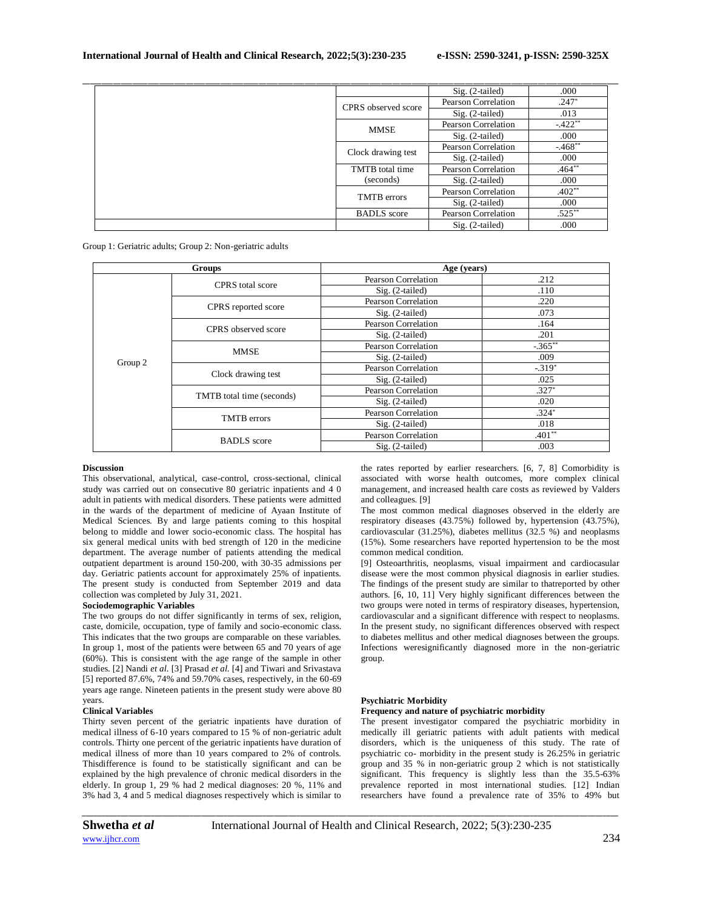| | | | |
|---|---|---|---|
| | | Sig. (2-tailed) | .000 |
| | CPRS observed score | Pearson Correlation | .247* |
| | | Sig. (2-tailed) | .013 |
| | MMSE | Pearson Correlation | -.422** |
| | | Sig. (2-tailed) | .000 |
| | Clock drawing test | Pearson Correlation | -.468** |
| | | Sig. (2-tailed) | .000 |
| | TMTB total time (seconds) | Pearson Correlation | .464** |
| | | Sig. (2-tailed) | .000 |
| | TMTB errors | Pearson Correlation | .402** |
| | | Sig. (2-tailed) | .000 |
| | BADLS score | Pearson Correlation | .525** |
| | | Sig. (2-tailed) | .000 |

Group 1: Geriatric adults; Group 2: Non-geriatric adults

| Groups | | Age (years) | |
|---|---|---|---|
| Group 2 | CPRS total score | Pearson Correlation | .212 |
| | | Sig. (2-tailed) | .110 |
| | CPRS reported score | Pearson Correlation | .220 |
| | | Sig. (2-tailed) | .073 |
| | CPRS observed score | Pearson Correlation | .164 |
| | | Sig. (2-tailed) | .201 |
| | MMSE | Pearson Correlation | -.365** |
| | | Sig. (2-tailed) | .009 |
| | Clock drawing test | Pearson Correlation | -.319* |
| | | Sig. (2-tailed) | .025 |
| | TMTB total time (seconds) | Pearson Correlation | .327* |
| | | Sig. (2-tailed) | .020 |
| | TMTB errors | Pearson Correlation | .324* |
| | | Sig. (2-tailed) | .018 |
| | BADLS score | Pearson Correlation | .401** |
| | | Sig. (2-tailed) | .003 |

## Discussion

This observational, analytical, case-control, cross-sectional, clinical study was carried out on consecutive 80 geriatric inpatients and 4 0 adult in patients with medical disorders. These patients were admitted in the wards of the department of medicine of Ayaan Institute of Medical Sciences. By and large patients coming to this hospital belong to middle and lower socio-economic class. The hospital has six general medical units with bed strength of 120 in the medicine department. The average number of patients attending the medical outpatient department is around 150-200, with 30-35 admissions per day. Geriatric patients account for approximately 25% of inpatients. The present study is conducted from September 2019 and data collection was completed by July 31, 2021.

### Sociodemographic Variables

The two groups do not differ significantly in terms of sex, religion, caste, domicile, occupation, type of family and socio-economic class. This indicates that the two groups are comparable on these variables. In group 1, most of the patients were between 65 and 70 years of age (60%). This is consistent with the age range of the sample in other studies. [2] Nandi *et al.* [3] Prasad *et al.* [4] and Tiwari and Srivastava [5] reported 87.6%, 74% and 59.70% cases, respectively, in the 60-69 years age range. Nineteen patients in the present study were above 80 years.

### Clinical Variables

Thirty seven percent of the geriatric inpatients have duration of medical illness of 6-10 years compared to 15 % of non-geriatric adult controls. Thirty one percent of the geriatric inpatients have duration of medical illness of more than 10 years compared to 2% of controls. Thisdifference is found to be statistically significant and can be explained by the high prevalence of chronic medical disorders in the elderly. In group 1, 29 % had 2 medical diagnoses: 20 %, 11% and 3% had 3, 4 and 5 medical diagnoses respectively which is similar to the rates reported by earlier researchers. [6, 7, 8] Comorbidity is associated with worse health outcomes, more complex clinical management, and increased health care costs as reviewed by Valders and colleagues. [9]

The most common medical diagnoses observed in the elderly are respiratory diseases (43.75%) followed by, hypertension (43.75%), cardiovascular (31.25%), diabetes mellitus (32.5 %) and neoplasms (15%). Some researchers have reported hypertension to be the most common medical condition.

[9] Osteoarthritis, neoplasms, visual impairment and cardiocasular disease were the most common physical diagnosis in earlier studies. The findings of the present study are similar to thatreported by other authors. [6, 10, 11] Very highly significant differences between the two groups were noted in terms of respiratory diseases, hypertension, cardiovascular and a significant difference with respect to neoplasms. In the present study, no significant differences observed with respect to diabetes mellitus and other medical diagnoses between the groups. Infections weresignificantly diagnosed more in the non-geriatric group.

### Psychiatric Morbidity

#### Frequency and nature of psychiatric morbidity

The present investigator compared the psychiatric morbidity in medically ill geriatric patients with adult patients with medical disorders, which is the uniqueness of this study. The rate of psychiatric co- morbidity in the present study is 26.25% in geriatric group and 35 % in non-geriatric group 2 which is not statistically significant. This frequency is slightly less than the 35.5-63% prevalence reported in most international studies. [12] Indian researchers have found a prevalence rate of 35% to 49% but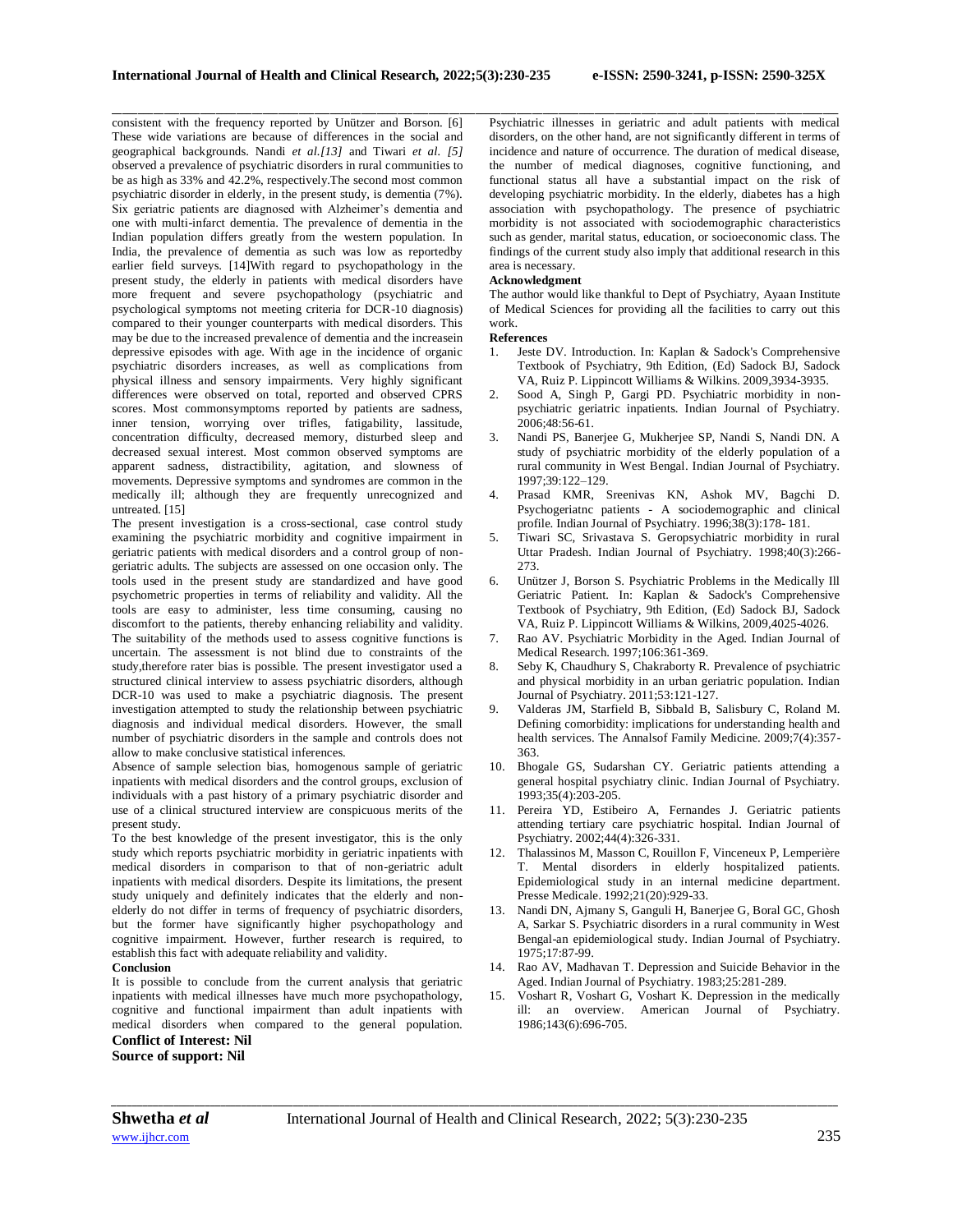consistent with the frequency reported by Unützer and Borson. [6] These wide variations are because of differences in the social and geographical backgrounds. Nandi *et al.[13]* and Tiwari *et al. [5]* observed a prevalence of psychiatric disorders in rural communities to be as high as 33% and 42.2%, respectively.The second most common psychiatric disorder in elderly, in the present study, is dementia (7%). Six geriatric patients are diagnosed with Alzheimer's dementia and one with multi-infarct dementia. The prevalence of dementia in the Indian population differs greatly from the western population. In India, the prevalence of dementia as such was low as reportedby earlier field surveys. [14]With regard to psychopathology in the present study, the elderly in patients with medical disorders have more frequent and severe psychopathology (psychiatric and psychological symptoms not meeting criteria for DCR-10 diagnosis) compared to their younger counterparts with medical disorders. This may be due to the increased prevalence of dementia and the increasein depressive episodes with age. With age in the incidence of organic psychiatric disorders increases, as well as complications from physical illness and sensory impairments. Very highly significant differences were observed on total, reported and observed CPRS scores. Most commonsymptoms reported by patients are sadness, inner tension, worrying over trifles, fatigability, lassitude, concentration difficulty, decreased memory, disturbed sleep and decreased sexual interest. Most common observed symptoms are apparent sadness, distractibility, agitation, and slowness of movements. Depressive symptoms and syndromes are common in the medically ill; although they are frequently unrecognized and untreated. [15]

The present investigation is a cross-sectional, case control study examining the psychiatric morbidity and cognitive impairment in geriatric patients with medical disorders and a control group of non-geriatric adults. The subjects are assessed on one occasion only. The tools used in the present study are standardized and have good psychometric properties in terms of reliability and validity. All the tools are easy to administer, less time consuming, causing no discomfort to the patients, thereby enhancing reliability and validity. The suitability of the methods used to assess cognitive functions is uncertain. The assessment is not blind due to constraints of the study,therefore rater bias is possible. The present investigator used a structured clinical interview to assess psychiatric disorders, although DCR-10 was used to make a psychiatric diagnosis. The present investigation attempted to study the relationship between psychiatric diagnosis and individual medical disorders. However, the small number of psychiatric disorders in the sample and controls does not allow to make conclusive statistical inferences.

Absence of sample selection bias, homogenous sample of geriatric inpatients with medical disorders and the control groups, exclusion of individuals with a past history of a primary psychiatric disorder and use of a clinical structured interview are conspicuous merits of the present study.

To the best knowledge of the present investigator, this is the only study which reports psychiatric morbidity in geriatric inpatients with medical disorders in comparison to that of non-geriatric adult inpatients with medical disorders. Despite its limitations, the present study uniquely and definitely indicates that the elderly and non-elderly do not differ in terms of frequency of psychiatric disorders, but the former have significantly higher psychopathology and cognitive impairment. However, further research is required, to establish this fact with adequate reliability and validity.

**Conclusion**

It is possible to conclude from the current analysis that geriatric inpatients with medical illnesses have much more psychopathology, cognitive and functional impairment than adult inpatients with medical disorders when compared to the general population. Psychiatric illnesses in geriatric and adult patients with medical disorders, on the other hand, are not significantly different in terms of incidence and nature of occurrence. The duration of medical disease, the number of medical diagnoses, cognitive functioning, and functional status all have a substantial impact on the risk of developing psychiatric morbidity. In the elderly, diabetes has a high association with psychopathology. The presence of psychiatric morbidity is not associated with sociodemographic characteristics such as gender, marital status, education, or socioeconomic class. The findings of the current study also imply that additional research in this area is necessary.

**Acknowledgment**

The author would like thankful to Dept of Psychiatry, Ayaan Institute of Medical Sciences for providing all the facilities to carry out this work.

**Conflict of Interest: Nil**
**Source of support: Nil**

**References**

1. Jeste DV. Introduction. In: Kaplan & Sadock's Comprehensive Textbook of Psychiatry, 9th Edition, (Ed) Sadock BJ, Sadock VA, Ruiz P. Lippincott Williams & Wilkins. 2009,3934-3935.
2. Sood A, Singh P, Gargi PD. Psychiatric morbidity in non-psychiatric geriatric inpatients. Indian Journal of Psychiatry. 2006;48:56-61.
3. Nandi PS, Banerjee G, Mukherjee SP, Nandi S, Nandi DN. A study of psychiatric morbidity of the elderly population of a rural community in West Bengal. Indian Journal of Psychiatry. 1997;39:122–129.
4. Prasad KMR, Sreenivas KN, Ashok MV, Bagchi D. Psychogeriatnc patients - A sociodemographic and clinical profile. Indian Journal of Psychiatry. 1996;38(3):178- 181.
5. Tiwari SC, Srivastava S. Geropsychiatric morbidity in rural Uttar Pradesh. Indian Journal of Psychiatry. 1998;40(3):266-273.
6. Unützer J, Borson S. Psychiatric Problems in the Medically Ill Geriatric Patient. In: Kaplan & Sadock's Comprehensive Textbook of Psychiatry, 9th Edition, (Ed) Sadock BJ, Sadock VA, Ruiz P. Lippincott Williams & Wilkins, 2009,4025-4026.
7. Rao AV. Psychiatric Morbidity in the Aged. Indian Journal of Medical Research. 1997;106:361-369.
8. Seby K, Chaudhury S, Chakraborty R. Prevalence of psychiatric and physical morbidity in an urban geriatric population. Indian Journal of Psychiatry. 2011;53:121-127.
9. Valderas JM, Starfield B, Sibbald B, Salisbury C, Roland M. Defining comorbidity: implications for understanding health and health services. The Annalsof Family Medicine. 2009;7(4):357-363.
10. Bhogale GS, Sudarshan CY. Geriatric patients attending a general hospital psychiatry clinic. Indian Journal of Psychiatry. 1993;35(4):203-205.
11. Pereira YD, Estibeiro A, Fernandes J. Geriatric patients attending tertiary care psychiatric hospital. Indian Journal of Psychiatry. 2002;44(4):326-331.
12. Thalassinos M, Masson C, Rouillon F, Vinceneux P, Lemperière T. Mental disorders in elderly hospitalized patients. Epidemiological study in an internal medicine department. Presse Medicale. 1992;21(20):929-33.
13. Nandi DN, Ajmany S, Ganguli H, Banerjee G, Boral GC, Ghosh A, Sarkar S. Psychiatric disorders in a rural community in West Bengal-an epidemiological study. Indian Journal of Psychiatry. 1975;17:87-99.
14. Rao AV, Madhavan T. Depression and Suicide Behavior in the Aged. Indian Journal of Psychiatry. 1983;25:281-289.
15. Voshart R, Voshart G, Voshart K. Depression in the medically ill: an overview. American Journal of Psychiatry. 1986;143(6):696-705.